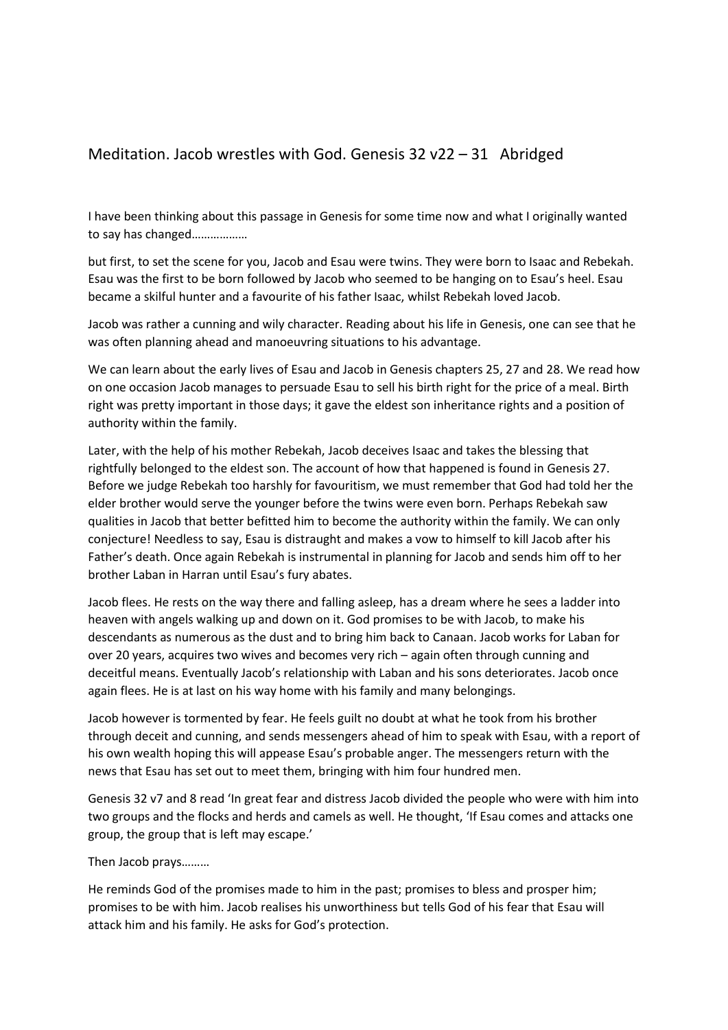# Meditation. Jacob wrestles with God. Genesis 32 v22 – 31 Abridged

I have been thinking about this passage in Genesis for some time now and what I originally wanted to say has changed………………

but first, to set the scene for you, Jacob and Esau were twins. They were born to Isaac and Rebekah. Esau was the first to be born followed by Jacob who seemed to be hanging on to Esau's heel. Esau became a skilful hunter and a favourite of his father Isaac, whilst Rebekah loved Jacob.

Jacob was rather a cunning and wily character. Reading about his life in Genesis, one can see that he was often planning ahead and manoeuvring situations to his advantage.

We can learn about the early lives of Esau and Jacob in Genesis chapters 25, 27 and 28. We read how on one occasion Jacob manages to persuade Esau to sell his birth right for the price of a meal. Birth right was pretty important in those days; it gave the eldest son inheritance rights and a position of authority within the family.

Later, with the help of his mother Rebekah, Jacob deceives Isaac and takes the blessing that rightfully belonged to the eldest son. The account of how that happened is found in Genesis 27. Before we judge Rebekah too harshly for favouritism, we must remember that God had told her the elder brother would serve the younger before the twins were even born. Perhaps Rebekah saw qualities in Jacob that better befitted him to become the authority within the family. We can only conjecture! Needless to say, Esau is distraught and makes a vow to himself to kill Jacob after his Father's death. Once again Rebekah is instrumental in planning for Jacob and sends him off to her brother Laban in Harran until Esau's fury abates.

Jacob flees. He rests on the way there and falling asleep, has a dream where he sees a ladder into heaven with angels walking up and down on it. God promises to be with Jacob, to make his descendants as numerous as the dust and to bring him back to Canaan. Jacob works for Laban for over 20 years, acquires two wives and becomes very rich – again often through cunning and deceitful means. Eventually Jacob's relationship with Laban and his sons deteriorates. Jacob once again flees. He is at last on his way home with his family and many belongings.

Jacob however is tormented by fear. He feels guilt no doubt at what he took from his brother through deceit and cunning, and sends messengers ahead of him to speak with Esau, with a report of his own wealth hoping this will appease Esau's probable anger. The messengers return with the news that Esau has set out to meet them, bringing with him four hundred men.

Genesis 32 v7 and 8 read 'In great fear and distress Jacob divided the people who were with him into two groups and the flocks and herds and camels as well. He thought, 'If Esau comes and attacks one group, the group that is left may escape.'

Then Jacob prays………

He reminds God of the promises made to him in the past; promises to bless and prosper him; promises to be with him. Jacob realises his unworthiness but tells God of his fear that Esau will attack him and his family. He asks for God's protection.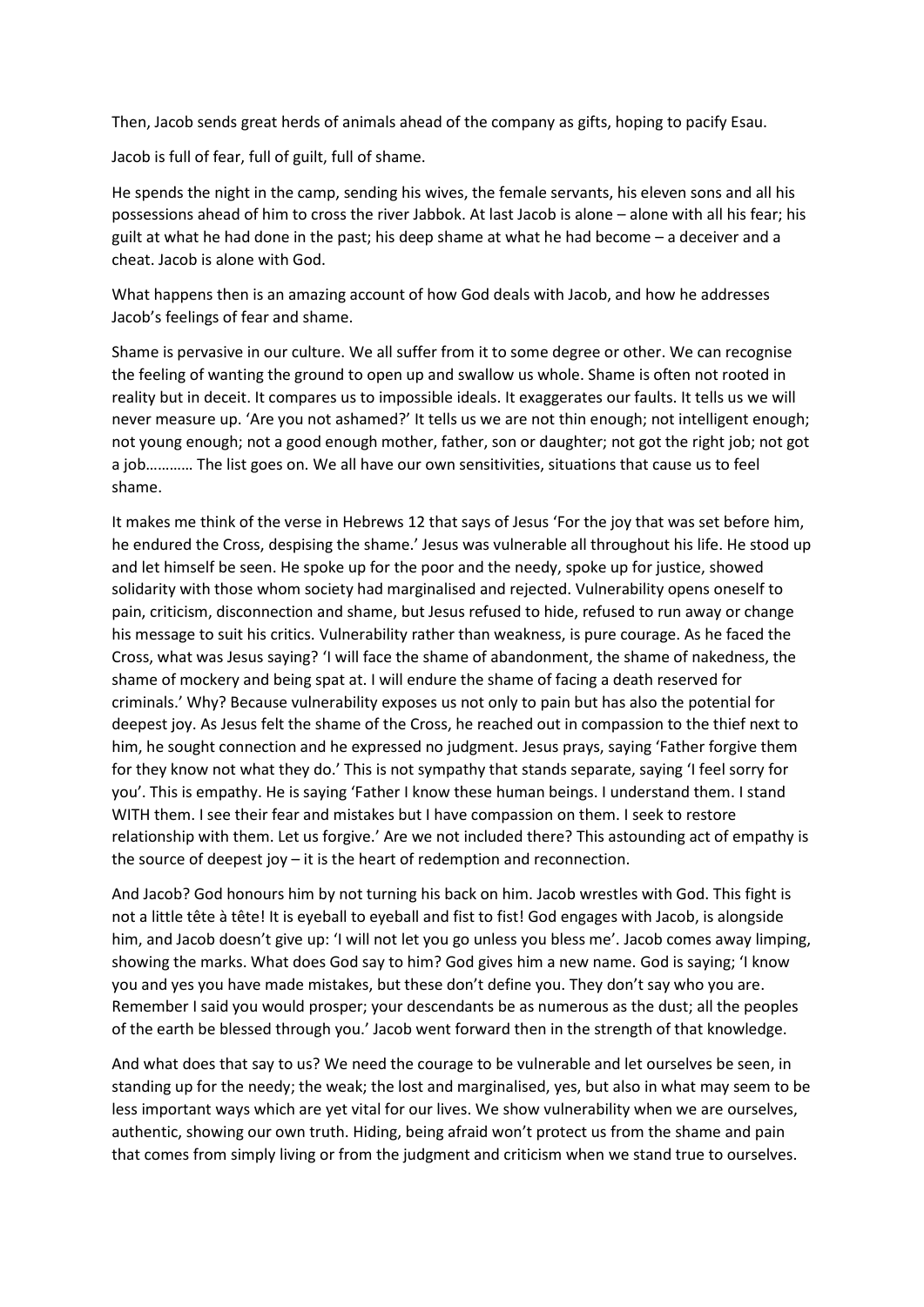Then, Jacob sends great herds of animals ahead of the company as gifts, hoping to pacify Esau.

Jacob is full of fear, full of guilt, full of shame.

He spends the night in the camp, sending his wives, the female servants, his eleven sons and all his possessions ahead of him to cross the river Jabbok. At last Jacob is alone – alone with all his fear; his guilt at what he had done in the past; his deep shame at what he had become – a deceiver and a cheat. Jacob is alone with God.

What happens then is an amazing account of how God deals with Jacob, and how he addresses Jacob's feelings of fear and shame.

Shame is pervasive in our culture. We all suffer from it to some degree or other. We can recognise the feeling of wanting the ground to open up and swallow us whole. Shame is often not rooted in reality but in deceit. It compares us to impossible ideals. It exaggerates our faults. It tells us we will never measure up. 'Are you not ashamed?' It tells us we are not thin enough; not intelligent enough; not young enough; not a good enough mother, father, son or daughter; not got the right job; not got a job………… The list goes on. We all have our own sensitivities, situations that cause us to feel shame.

It makes me think of the verse in Hebrews 12 that says of Jesus 'For the joy that was set before him, he endured the Cross, despising the shame.' Jesus was vulnerable all throughout his life. He stood up and let himself be seen. He spoke up for the poor and the needy, spoke up for justice, showed solidarity with those whom society had marginalised and rejected. Vulnerability opens oneself to pain, criticism, disconnection and shame, but Jesus refused to hide, refused to run away or change his message to suit his critics. Vulnerability rather than weakness, is pure courage. As he faced the Cross, what was Jesus saying? 'I will face the shame of abandonment, the shame of nakedness, the shame of mockery and being spat at. I will endure the shame of facing a death reserved for criminals.' Why? Because vulnerability exposes us not only to pain but has also the potential for deepest joy. As Jesus felt the shame of the Cross, he reached out in compassion to the thief next to him, he sought connection and he expressed no judgment. Jesus prays, saying 'Father forgive them for they know not what they do.' This is not sympathy that stands separate, saying 'I feel sorry for you'. This is empathy. He is saying 'Father I know these human beings. I understand them. I stand WITH them. I see their fear and mistakes but I have compassion on them. I seek to restore relationship with them. Let us forgive.' Are we not included there? This astounding act of empathy is the source of deepest joy – it is the heart of redemption and reconnection.

And Jacob? God honours him by not turning his back on him. Jacob wrestles with God. This fight is not a little tête à tête! It is eyeball to eyeball and fist to fist! God engages with Jacob, is alongside him, and Jacob doesn't give up: 'I will not let you go unless you bless me'. Jacob comes away limping, showing the marks. What does God say to him? God gives him a new name. God is saying; 'I know you and yes you have made mistakes, but these don't define you. They don't say who you are. Remember I said you would prosper; your descendants be as numerous as the dust; all the peoples of the earth be blessed through you.' Jacob went forward then in the strength of that knowledge.

And what does that say to us? We need the courage to be vulnerable and let ourselves be seen, in standing up for the needy; the weak; the lost and marginalised, yes, but also in what may seem to be less important ways which are yet vital for our lives. We show vulnerability when we are ourselves, authentic, showing our own truth. Hiding, being afraid won't protect us from the shame and pain that comes from simply living or from the judgment and criticism when we stand true to ourselves.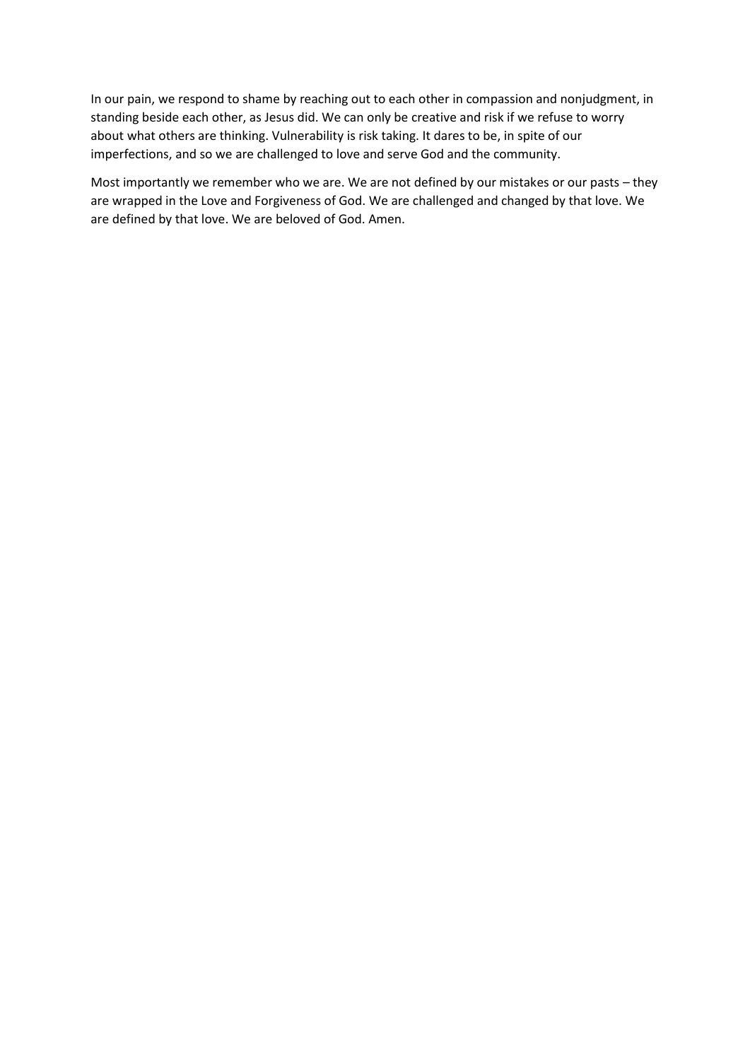In our pain, we respond to shame by reaching out to each other in compassion and nonjudgment, in standing beside each other, as Jesus did. We can only be creative and risk if we refuse to worry about what others are thinking. Vulnerability is risk taking. It dares to be, in spite of our imperfections, and so we are challenged to love and serve God and the community.

Most importantly we remember who we are. We are not defined by our mistakes or our pasts – they are wrapped in the Love and Forgiveness of God. We are challenged and changed by that love. We are defined by that love. We are beloved of God. Amen.